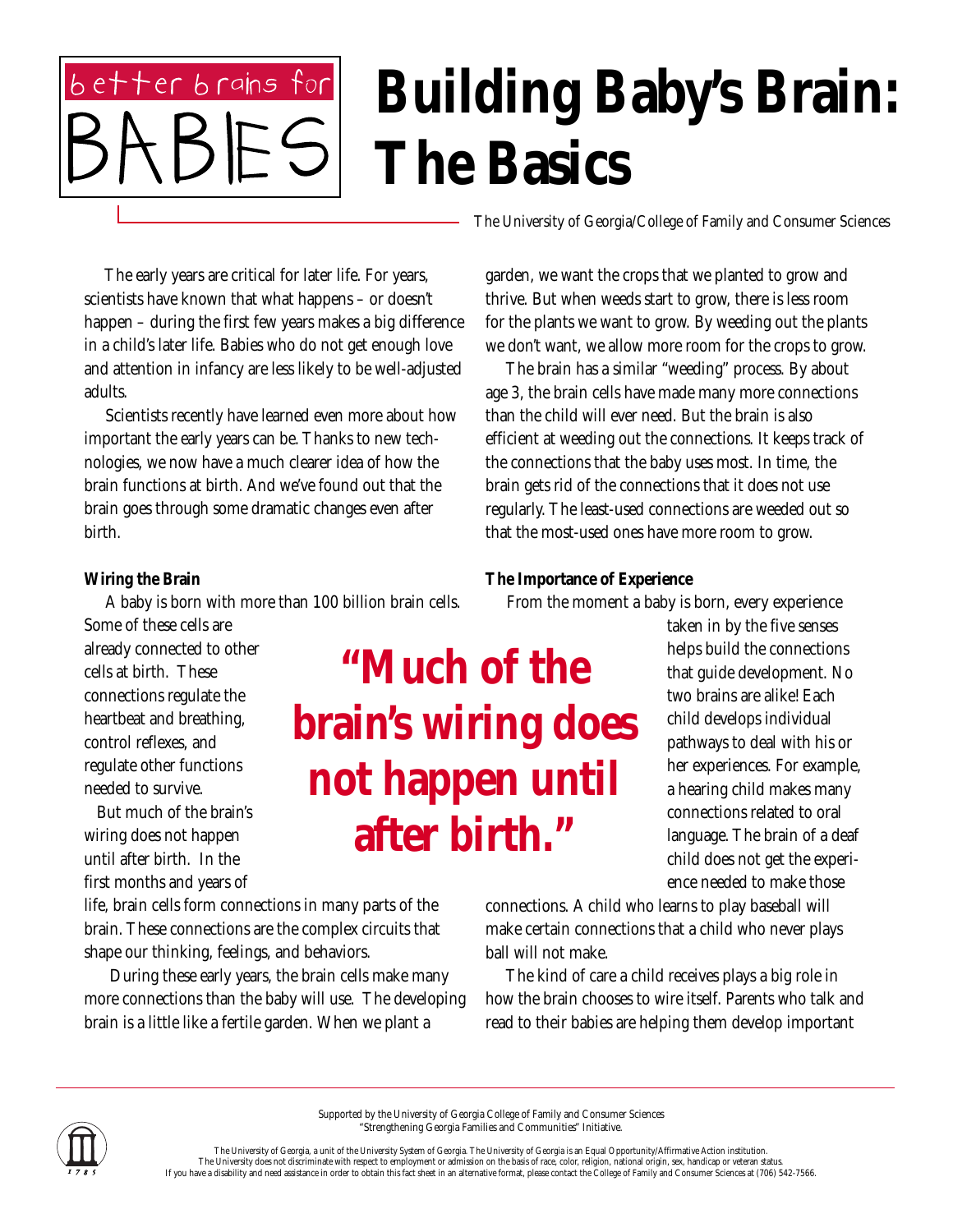better brains for BABIES

# Building Baby's Brain: The Basics

The University of Georgia/College of Family and Consumer Sciences

The early years are critical for later life. For years, scientists have known that what happens – or doesn't happen – during the first few years makes a big difference in a child's later life. Babies who do not get enough love and attention in infancy are less likely to be well-adjusted adults.

Scientists recently have learned even more about how important the early years can be. Thanks to new technologies, we now have a much clearer idea of how the brain functions at birth. And we've found out that the brain goes through some dramatic changes even after birth.

**Wiring the Brain**

A baby is born with more than 100 billion brain cells. Some of these cells are already connected to other cells at birth. These connections regulate the heartbeat and breathing, control reflexes, and regulate other functions needed to survive.

But much of the brain's wiring does not happen until after birth. In the first months and years of life, brain cells form connections in many parts of the brain. These connections are the complex circuits that shape our thinking, feelings, and behaviors.

**"Much of the brain's wiring does not happen until after birth."**

During these early years, the brain cells make many more connections than the baby will use. The developing brain is a little like a fertile garden. When we plant a garden, we want the crops that we planted to grow and thrive. But when weeds start to grow, there is less room for the plants we want to grow. By weeding out the plants we don't want, we allow more room for the crops to grow.

The brain has a similar "weeding" process. By about age 3, the brain cells have made many more connections than the child will ever need. But the brain is also efficient at weeding out the connections. It keeps track of the connections that the baby uses most. In time, the brain gets rid of the connections that it does not use regularly. The least-used connections are weeded out so that the most-used ones have more room to grow.

**The Importance of Experience**

From the moment a baby is born, every experience taken in by the five senses helps build the connections that guide development. No two brains are alike! Each child develops individual pathways to deal with his or her experiences. For example, a hearing child makes many connections related to oral language. The brain of a deaf child does not get the experience needed to make those connections. A child who learns to play baseball will make certain connections that a child who never plays ball will not make.

The kind of care a child receives plays a big role in how the brain chooses to wire itself. Parents who talk and read to their babies are helping them develop important

Supported by the University of Georgia College of Family and Consumer Sciences "Strengthening Georgia Families and Communities" Initiative.

The University of Georgia, a unit of the University System of Georgia. The University of Georgia is an Equal Opportunity/Affirmative Action institution. The University does not discriminate with respect to employment or admission on the basis of race, color, religion, national origin, sex, handicap or veteran status. If you have a disability and need assistance in order to obtain this fact sheet in an alternative format, please contact the College of Family and Consumer Sciences at (706) 542-7566.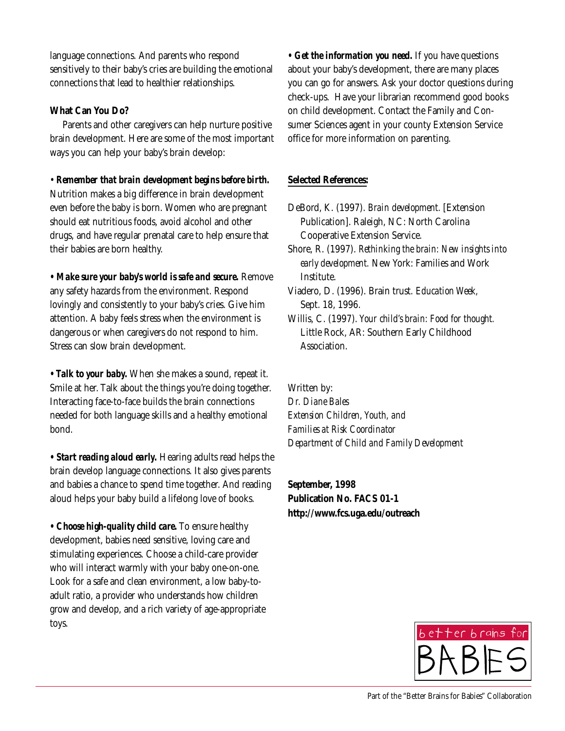language connections. And parents who respond sensitively to their baby's cries are building the emotional connections that lead to healthier relationships.

### What Can You Do?

Parents and other caregivers can help nurture positive brain development. Here are some of the most important ways you can help your baby's brain develop:

• ***Remember that brain development begins before birth.*** Nutrition makes a big difference in brain development even before the baby is born. Women who are pregnant should eat nutritious foods, avoid alcohol and other drugs, and have regular prenatal care to help ensure that their babies are born healthy.

• ***Make sure your baby's world is safe and secure.*** Remove any safety hazards from the environment. Respond lovingly and consistently to your baby's cries. Give him attention. A baby feels stress when the environment is dangerous or when caregivers do not respond to him. Stress can slow brain development.

• ***Talk to your baby.*** When she makes a sound, repeat it. Smile at her. Talk about the things you're doing together. Interacting face-to-face builds the brain connections needed for both language skills and a healthy emotional bond.

• ***Start reading aloud early.*** Hearing adults read helps the brain develop language connections. It also gives parents and babies a chance to spend time together. And reading aloud helps your baby build a lifelong love of books.

• ***Choose high-quality child care.*** To ensure healthy development, babies need sensitive, loving care and stimulating experiences. Choose a child-care provider who will interact warmly with your baby one-on-one. Look for a safe and clean environment, a low baby-to-adult ratio, a provider who understands how children grow and develop, and a rich variety of age-appropriate toys.

• ***Get the information you need.*** If you have questions about your baby's development, there are many places you can go for answers. Ask your doctor questions during check-ups. Have your librarian recommend good books on child development. Contact the Family and Consumer Sciences agent in your county Extension Service office for more information on parenting.

### Selected References:

DeBord, K. (1997). *Brain development.* [Extension Publication]. Raleigh, NC: North Carolina Cooperative Extension Service.

Shore, R. (1997). *Rethinking the brain: New insights into early development.* New York: Families and Work Institute.

Viadero, D. (1996). Brain trust. *Education Week,* Sept. 18, 1996.

Willis, C. (1997). *Your child's brain: Food for thought.* Little Rock, AR: Southern Early Childhood Association.

Written by:
*Dr. Diane Bales*
*Extension Children, Youth, and Families at Risk Coordinator*
*Department of Child and Family Development*

**September, 1998**
**Publication No. FACS 01-1**
**http://www.fcs.uga.edu/outreach**

better brains for BABIES

Part of the "Better Brains for Babies" Collaboration